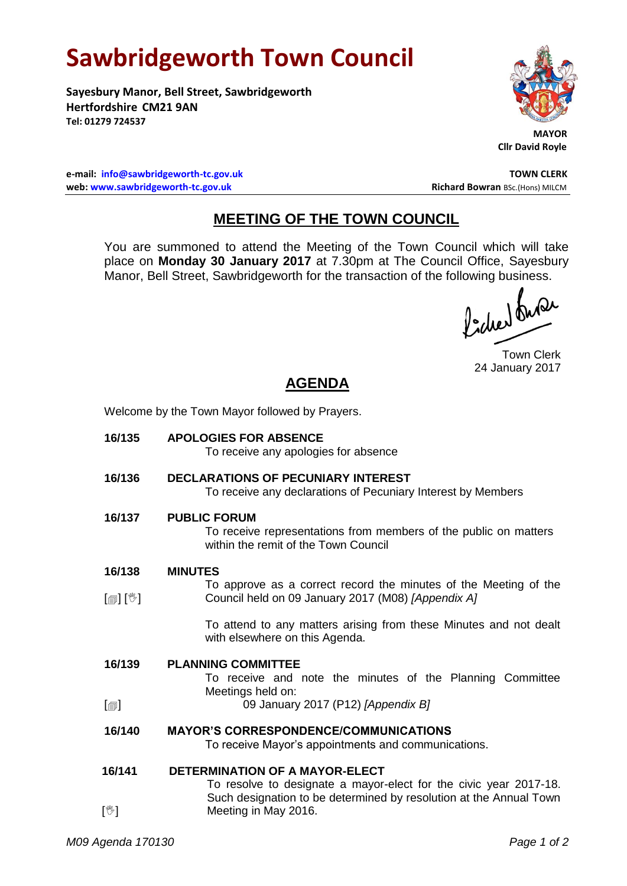# Sawbridgeworth Town Council

**Sayesbury Manor, Bell Street, Sawbridgeworth**
**Hertfordshire CM21 9AN**
**Tel: 01279 724537**

**MAYOR**
**Cllr David Royle**

**e-mail: info@sawbridgeworth-tc.gov.uk**
**web: www.sawbridgeworth-tc.gov.uk**

**TOWN CLERK**
**Richard Bowran** BSc.(Hons) MILCM

## MEETING OF THE TOWN COUNCIL

You are summoned to attend the Meeting of the Town Council which will take place on **Monday 30 January 2017** at 7.30pm at The Council Office, Sayesbury Manor, Bell Street, Sawbridgeworth for the transaction of the following business.

Town Clerk
24 January 2017

## AGENDA

Welcome by the Town Mayor followed by Prayers.

**16/135 APOLOGIES FOR ABSENCE**
To receive any apologies for absence

**16/136 DECLARATIONS OF PECUNIARY INTEREST**
To receive any declarations of Pecuniary Interest by Members

**16/137 PUBLIC FORUM**
To receive representations from members of the public on matters within the remit of the Town Council

**16/138 MINUTES**
[▤] [☝] To approve as a correct record the minutes of the Meeting of the Council held on 09 January 2017 (M08) *[Appendix A]*

To attend to any matters arising from these Minutes and not dealt with elsewhere on this Agenda.

**16/139 PLANNING COMMITTEE**
To receive and note the minutes of the Planning Committee Meetings held on:
[▤] 09 January 2017 (P12) *[Appendix B]*

**16/140 MAYOR'S CORRESPONDENCE/COMMUNICATIONS**
To receive Mayor's appointments and communications.

**16/141 DETERMINATION OF A MAYOR-ELECT**
[☝] To resolve to designate a mayor-elect for the civic year 2017-18. Such designation to be determined by resolution at the Annual Town Meeting in May 2016.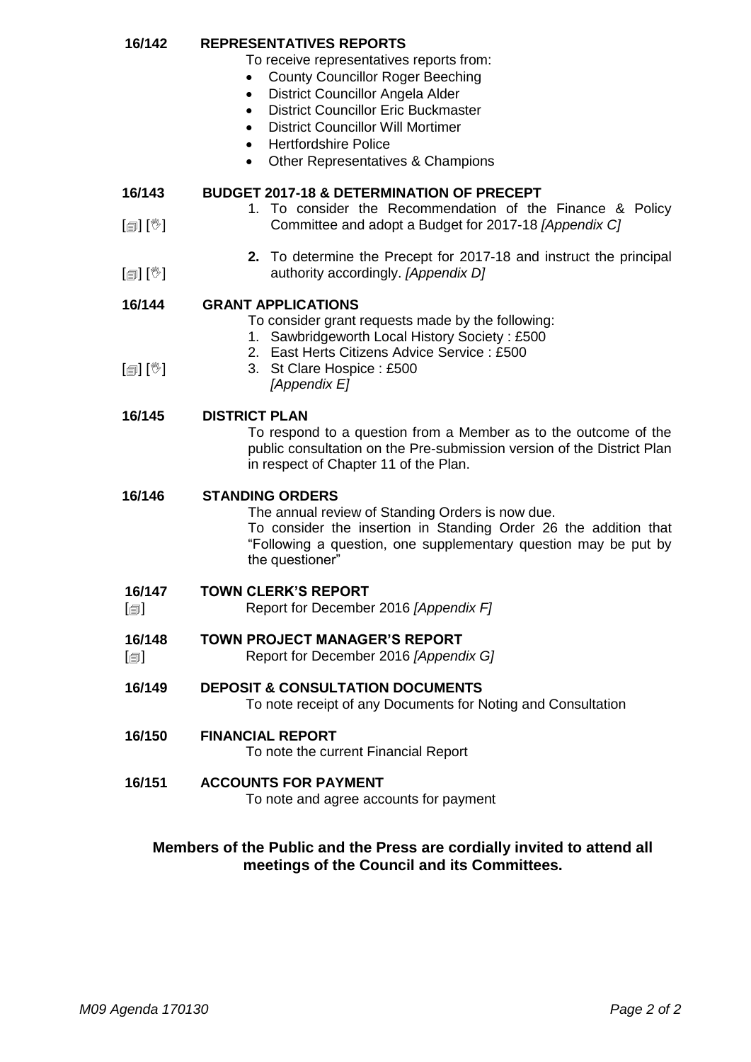**16/142 REPRESENTATIVES REPORTS**

To receive representatives reports from:

- County Councillor Roger Beeching
- District Councillor Angela Alder
- District Councillor Eric Buckmaster
- District Councillor Will Mortimer
- Hertfordshire Police
- Other Representatives & Champions

**16/143 BUDGET 2017-18 & DETERMINATION OF PRECEPT**

[🗐] [👋] 1. To consider the Recommendation of the Finance & Policy Committee and adopt a Budget for 2017-18 *[Appendix C]*

[🗐] [👋] **2.** To determine the Precept for 2017-18 and instruct the principal authority accordingly. *[Appendix D]*

**16/144 GRANT APPLICATIONS**

To consider grant requests made by the following:

1. Sawbridgeworth Local History Society : £500
2. East Herts Citizens Advice Service : £500
3. St Clare Hospice : £500

[🗐] [👋] *[Appendix E]*

**16/145 DISTRICT PLAN**

To respond to a question from a Member as to the outcome of the public consultation on the Pre-submission version of the District Plan in respect of Chapter 11 of the Plan.

**16/146 STANDING ORDERS**

The annual review of Standing Orders is now due.
To consider the insertion in Standing Order 26 the addition that "Following a question, one supplementary question may be put by the questioner"

**16/147 TOWN CLERK'S REPORT**

[🗐] Report for December 2016 *[Appendix F]*

**16/148 TOWN PROJECT MANAGER'S REPORT**

[🗐] Report for December 2016 *[Appendix G]*

**16/149 DEPOSIT & CONSULTATION DOCUMENTS**

To note receipt of any Documents for Noting and Consultation

**16/150 FINANCIAL REPORT**

To note the current Financial Report

**16/151 ACCOUNTS FOR PAYMENT**

To note and agree accounts for payment

**Members of the Public and the Press are cordially invited to attend all meetings of the Council and its Committees.**